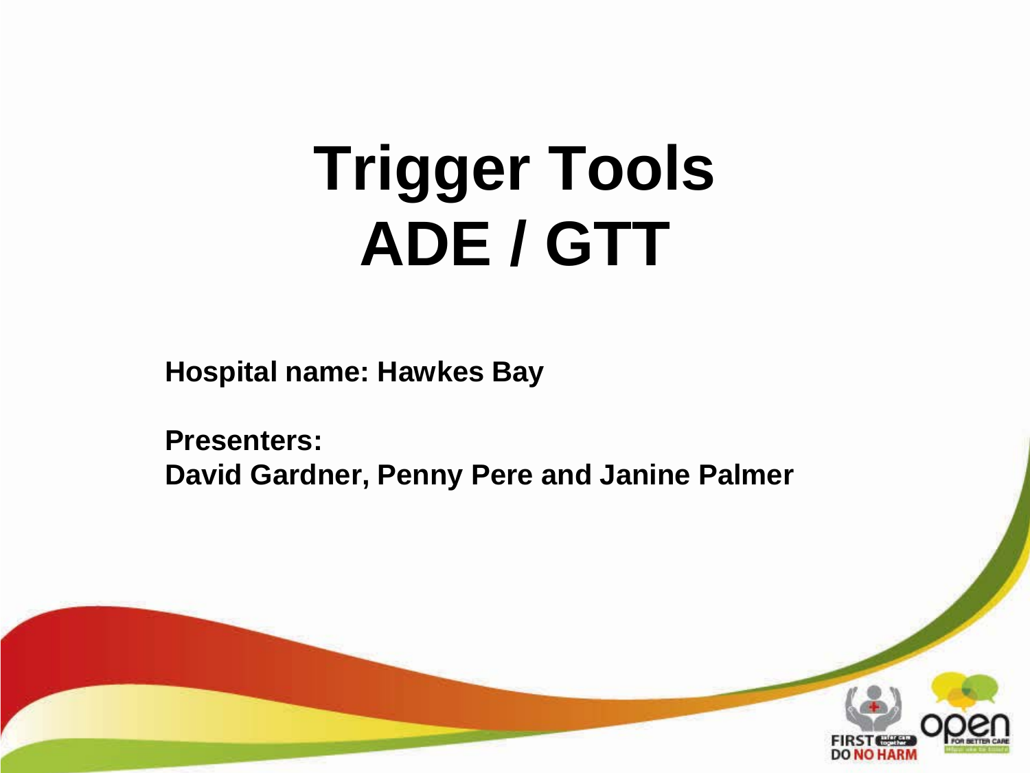# Trigger Tools
# ADE / GTT

**Hospital name: Hawkes Bay**

**Presenters:**
**David Gardner, Penny Pere and Janine Palmer**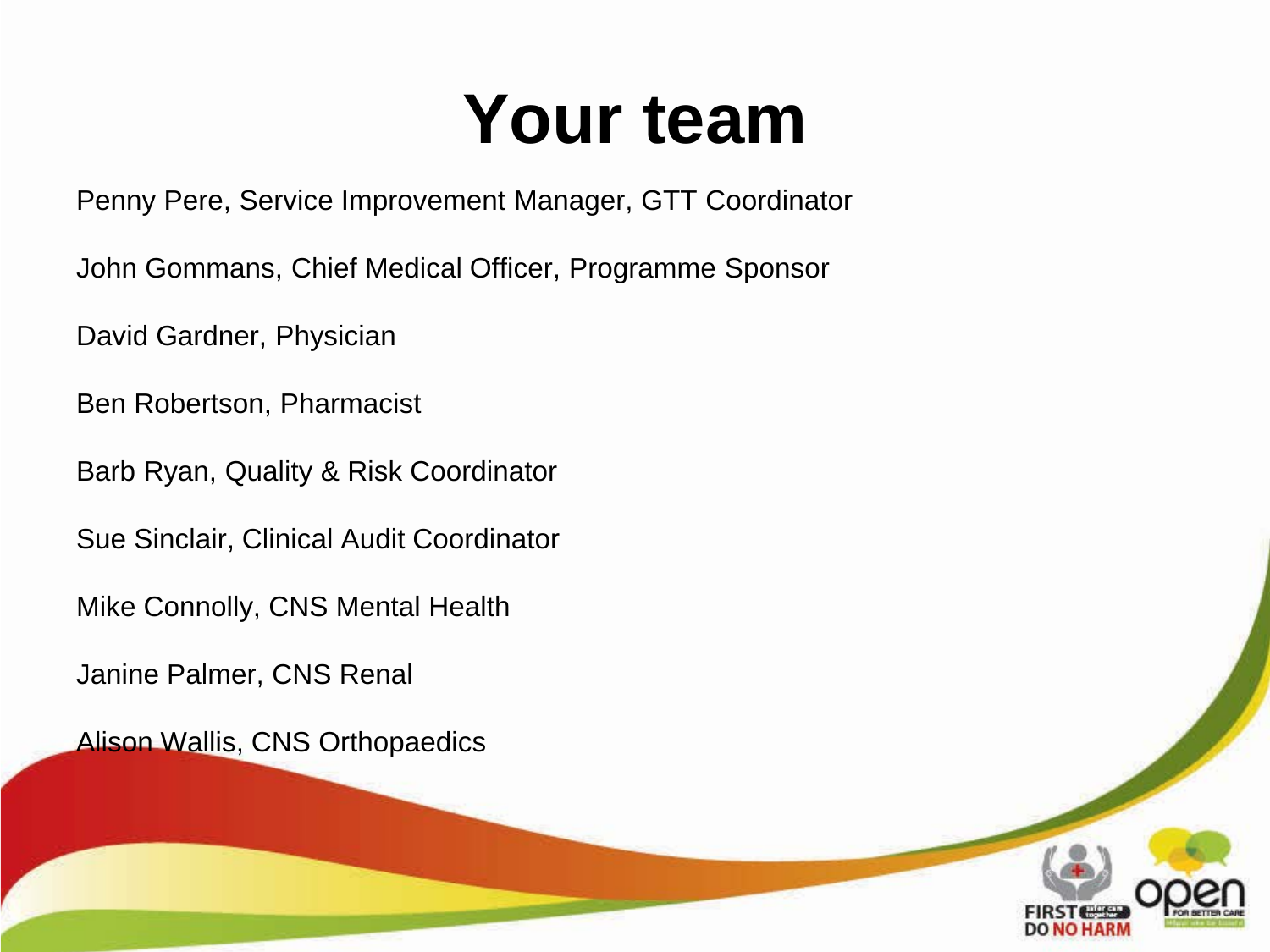# Your team

Penny Pere, Service Improvement Manager, GTT Coordinator

John Gommans, Chief Medical Officer, Programme Sponsor

David Gardner, Physician

Ben Robertson, Pharmacist

Barb Ryan, Quality & Risk Coordinator

Sue Sinclair, Clinical Audit Coordinator

Mike Connolly, CNS Mental Health

Janine Palmer, CNS Renal

Alison Wallis, CNS Orthopaedics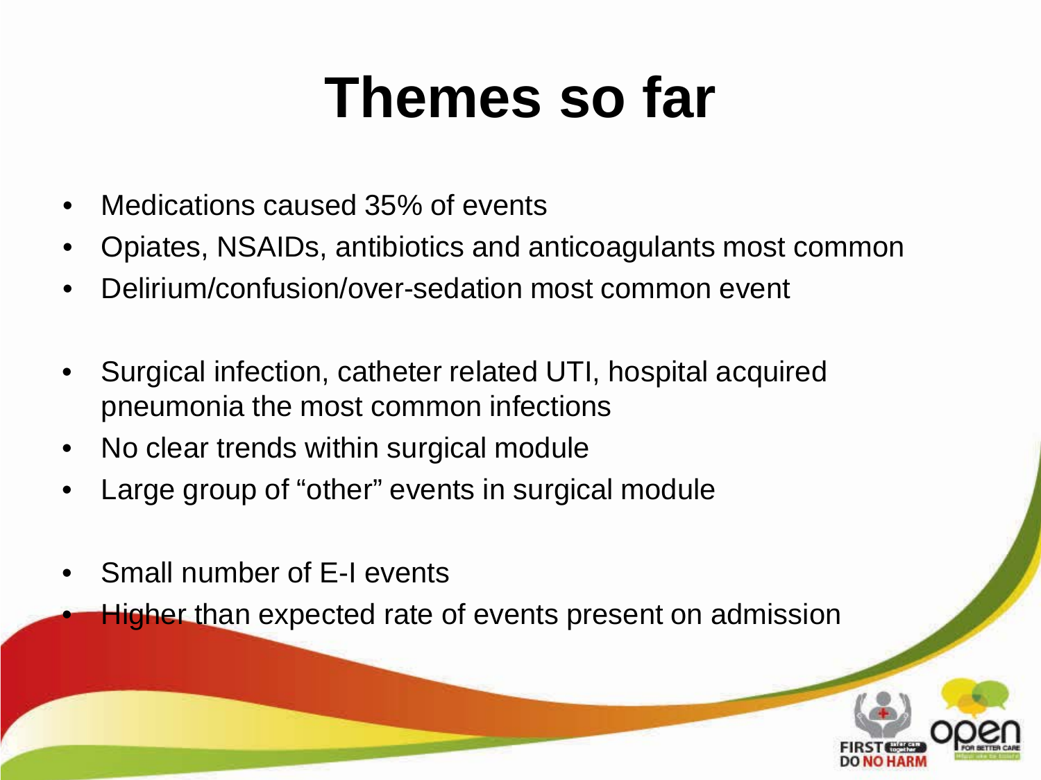# Themes so far

- Medications caused 35% of events
- Opiates, NSAIDs, antibiotics and anticoagulants most common
- Delirium/confusion/over-sedation most common event

- Surgical infection, catheter related UTI, hospital acquired pneumonia the most common infections
- No clear trends within surgical module
- Large group of “other” events in surgical module

- Small number of E-I events
- Higher than expected rate of events present on admission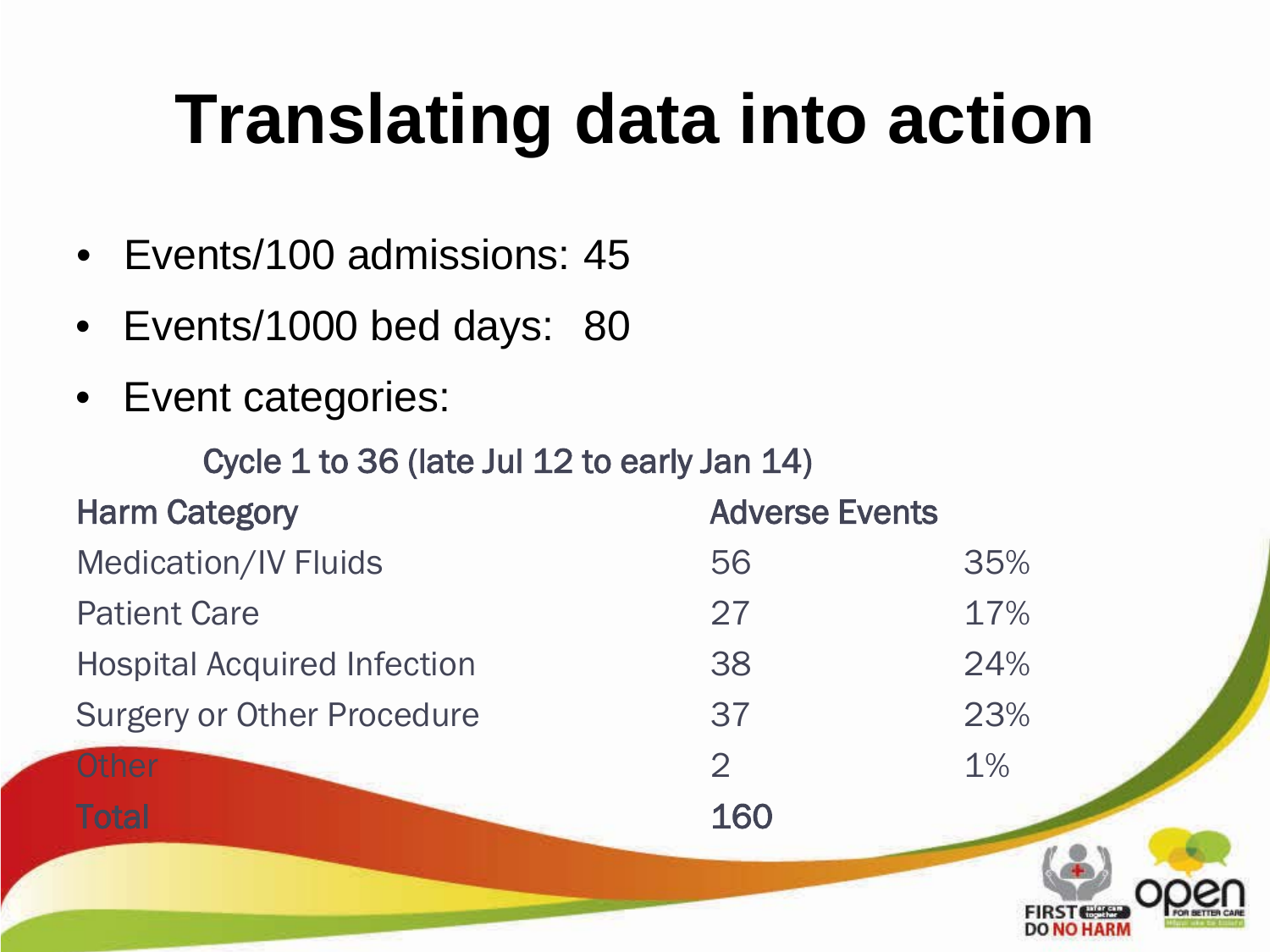# Translating data into action

- Events/100 admissions: 45
- Events/1000 bed days: 80
- Event categories:

Cycle 1 to 36 (late Jul 12 to early Jan 14)

| Harm Category | Adverse Events | |
|---|---|---|
| Medication/IV Fluids | 56 | 35% |
| Patient Care | 27 | 17% |
| Hospital Acquired Infection | 38 | 24% |
| Surgery or Other Procedure | 37 | 23% |
| Other | 2 | 1% |
| Total | 160 | |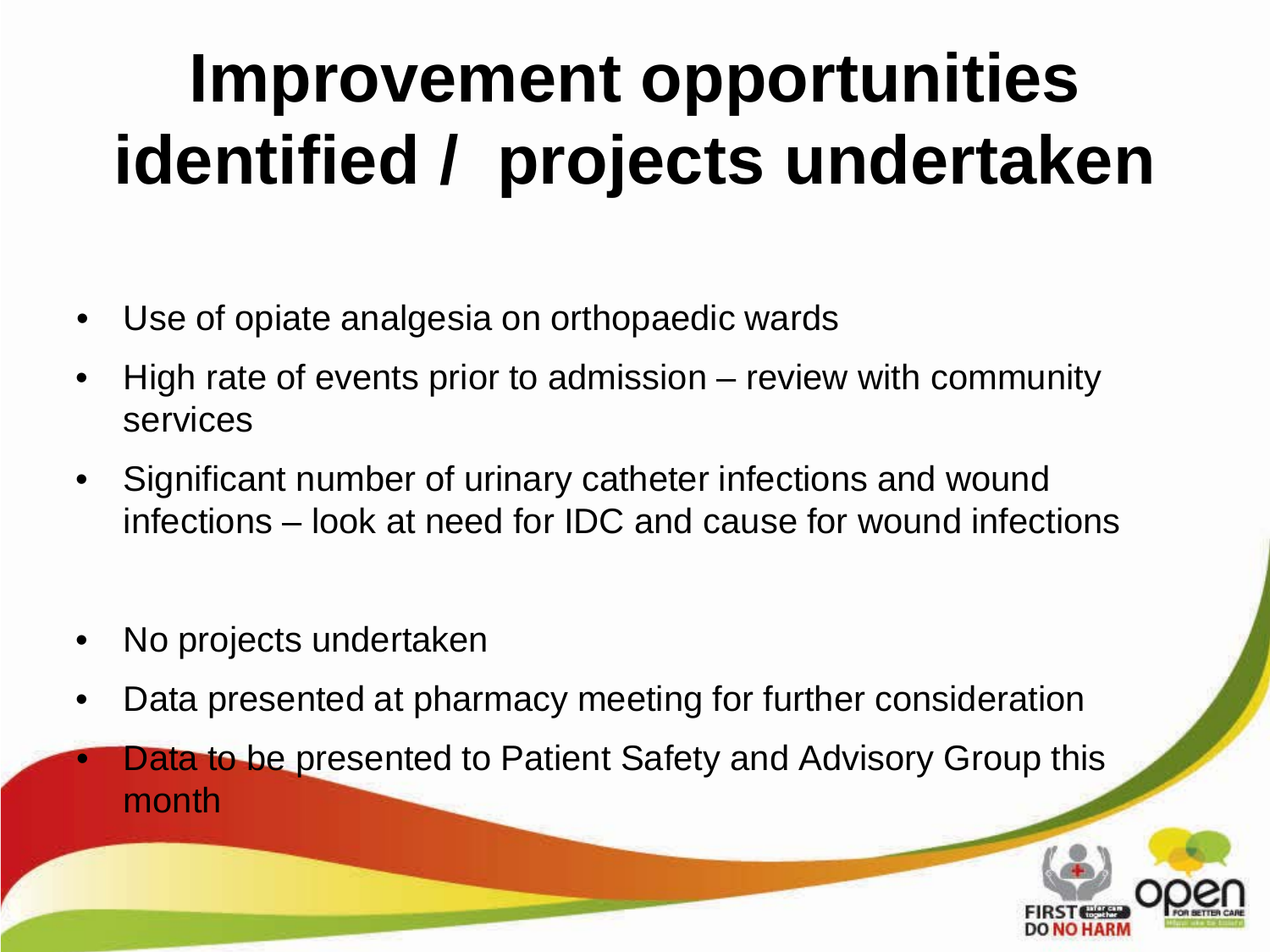# Improvement opportunities identified / projects undertaken

- Use of opiate analgesia on orthopaedic wards
- High rate of events prior to admission – review with community services
- Significant number of urinary catheter infections and wound infections – look at need for IDC and cause for wound infections

- No projects undertaken
- Data presented at pharmacy meeting for further consideration
- Data to be presented to Patient Safety and Advisory Group this month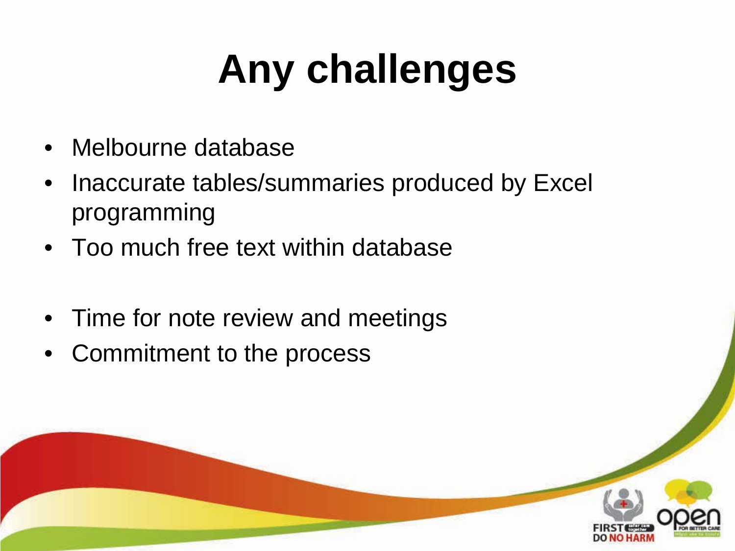# Any challenges

- Melbourne database
- Inaccurate tables/summaries produced by Excel programming
- Too much free text within database

- Time for note review and meetings
- Commitment to the process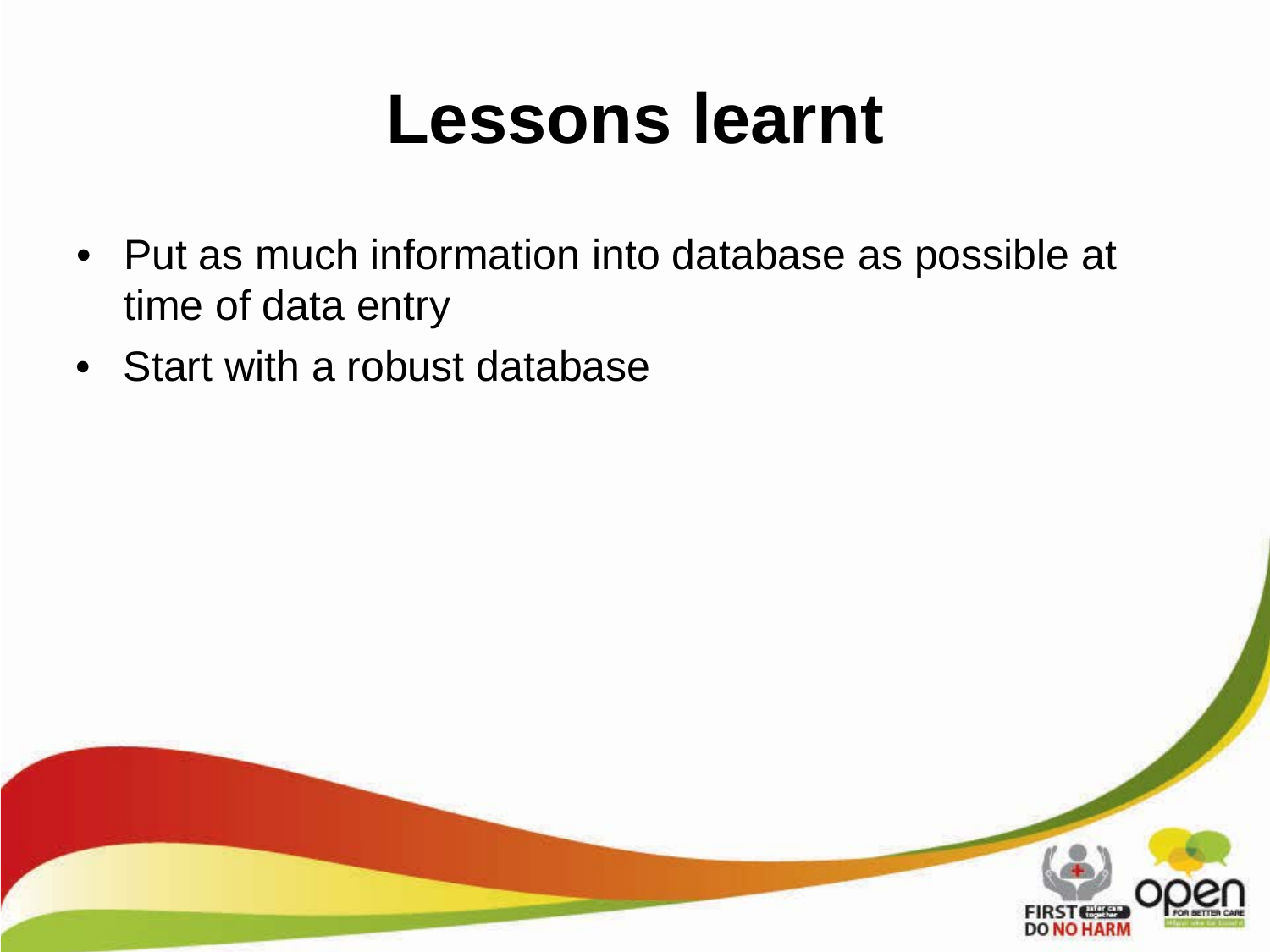# Lessons learnt

- Put as much information into database as possible at time of data entry
- Start with a robust database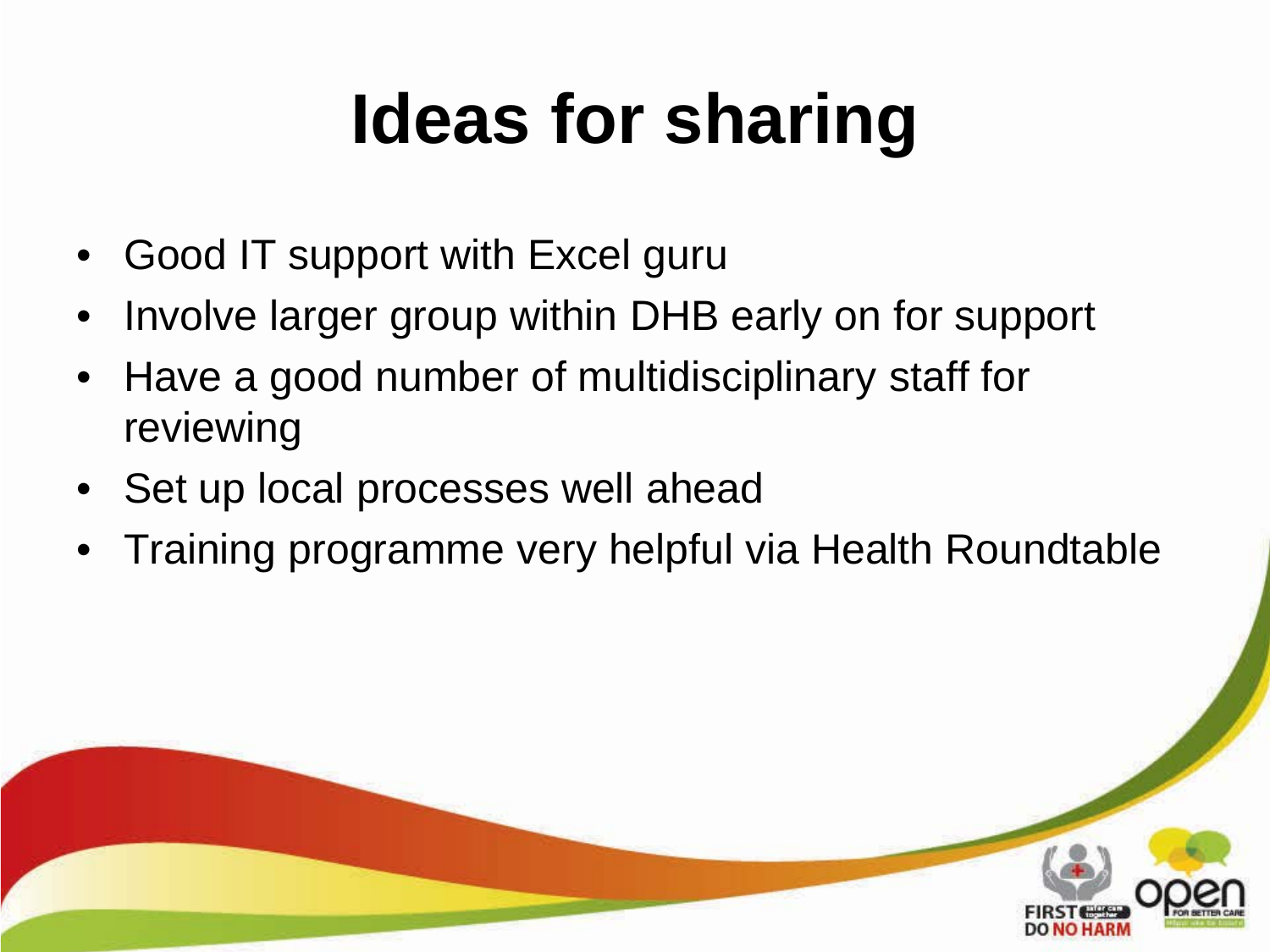# Ideas for sharing

- Good IT support with Excel guru
- Involve larger group within DHB early on for support
- Have a good number of multidisciplinary staff for reviewing
- Set up local processes well ahead
- Training programme very helpful via Health Roundtable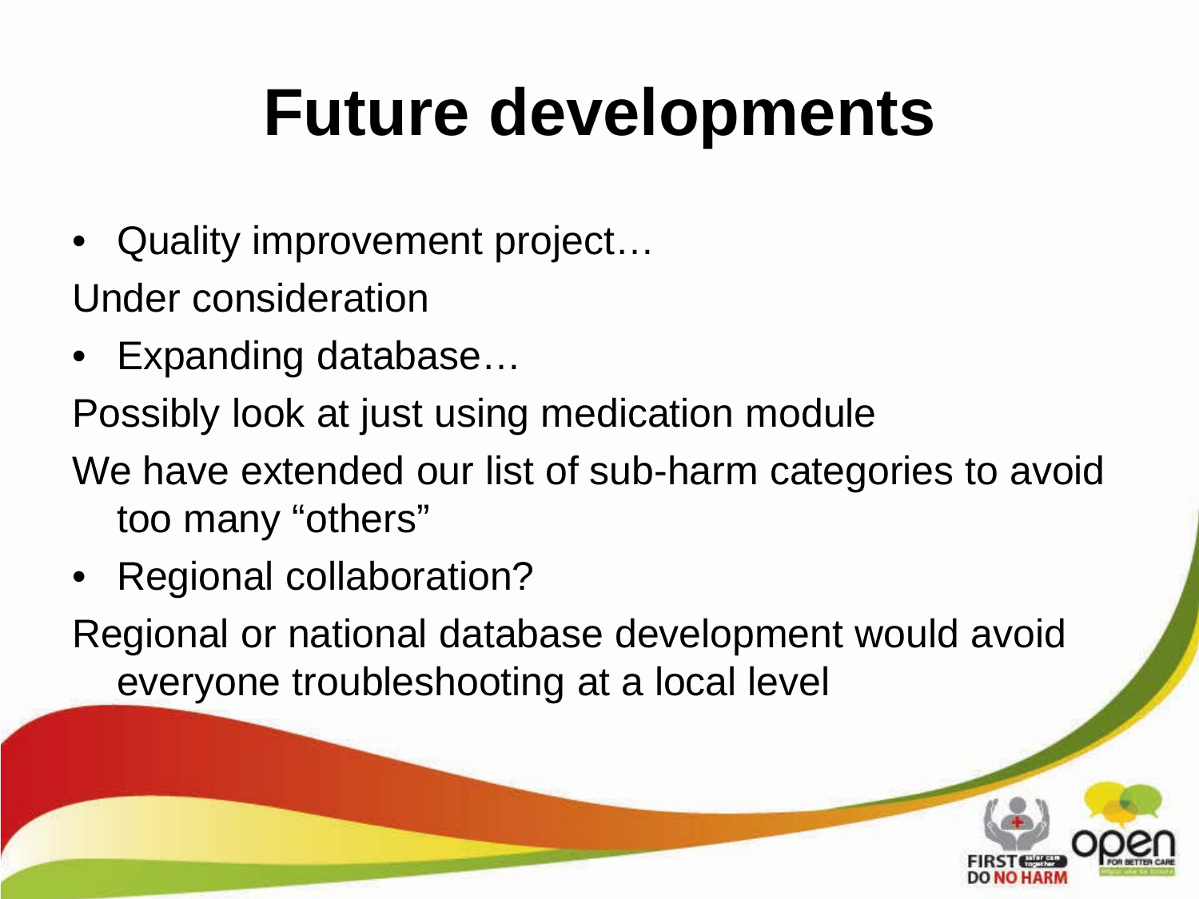# Future developments

- Quality improvement project…

Under consideration

- Expanding database…

Possibly look at just using medication module

We have extended our list of sub-harm categories to avoid too many "others"

- Regional collaboration?

Regional or national database development would avoid everyone troubleshooting at a local level